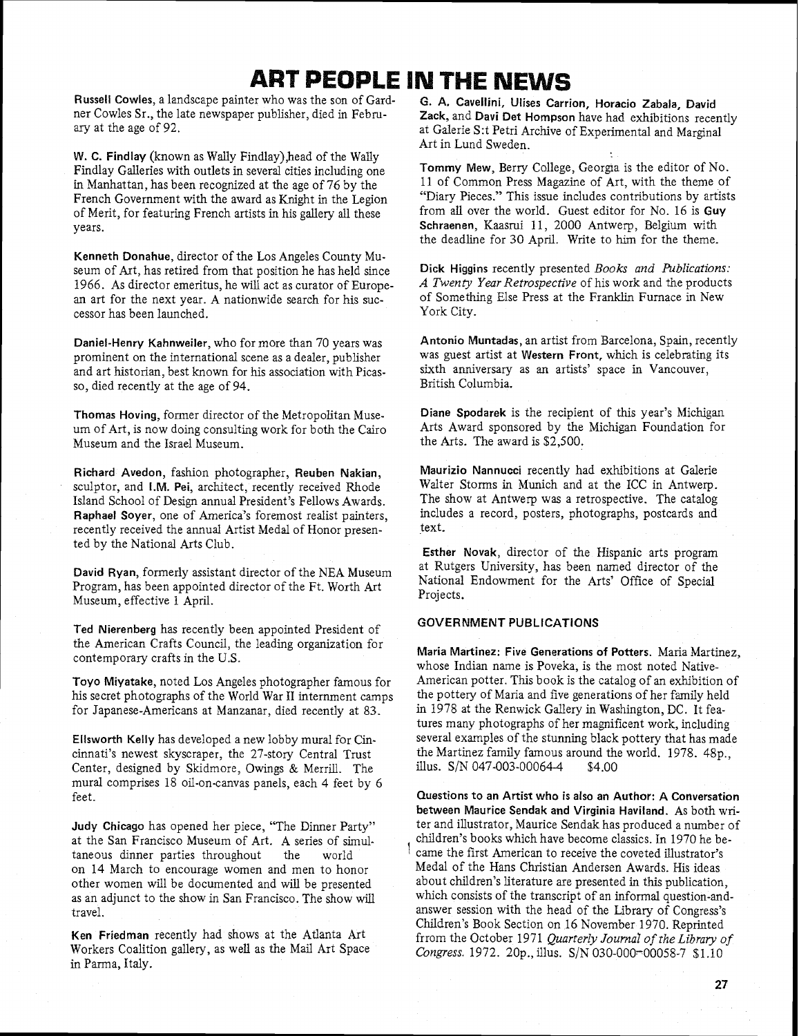# ART PEOPLE IN THE NEWS

**Russell Cowles**, a landscape painter who was the son of Gardner Cowles Sr., the late newspaper publisher, died in February at the age of 92.

**W. C. Findlay** (known as Wally Findlay),head of the Wally Findlay Galleries with outlets in several cities including one in Manhattan, has been recognized at the age of 76 by the French Government with the award as Knight in the Legion of Merit, for featuring French artists in his gallery all these years.

**Kenneth Donahue**, director of the Los Angeles County Museum of Art, has retired from that position he has held since 1966. As director emeritus, he will act as curator of European art for the next year. A nationwide search for his successor has been launched.

**Daniel-Henry Kahnweiler**, who for more than 70 years was prominent on the international scene as a dealer, publisher and art historian, best known for his association with Picasso, died recently at the age of 94.

**Thomas Hoving**, former director of the Metropolitan Museum of Art, is now doing consulting work for both the Cairo Museum and the Israel Museum.

**Richard Avedon**, fashion photographer, **Reuben Nakian**, sculptor, and **I.M. Pei**, architect, recently received Rhode Island School of Design annual President's Fellows Awards. **Raphael Soyer**, one of America's foremost realist painters, recently received the annual Artist Medal of Honor presented by the National Arts Club.

**David Ryan**, formerly assistant director of the NEA Museum Program, has been appointed director of the Ft. Worth Art Museum, effective 1 April.

**Ted Nierenberg** has recently been appointed President of the American Crafts Council, the leading organization for contemporary crafts in the U.S.

**Toyo Miyatake**, noted Los Angeles photographer famous for his secret photographs of the World War II internment camps for Japanese-Americans at Manzanar, died recently at 83.

**Ellsworth Kelly** has developed a new lobby mural for Cincinnati's newest skyscraper, the 27-story Central Trust Center, designed by Skidmore, Owings & Merrill. The mural comprises 18 oil-on-canvas panels, each 4 feet by 6 feet.

**Judy Chicago** has opened her piece, "The Dinner Party" at the San Francisco Museum of Art. A series of simultaneous dinner parties throughout the world on 14 March to encourage women and men to honor other women will be documented and will be presented as an adjunct to the show in San Francisco. The show will travel.

**Ken Friedman** recently had shows at the Atlanta Art Workers Coalition gallery, as well as the Mail Art Space in Parma, Italy.

**G. A. Cavellini, Ulises Carrion, Horacio Zabala, David Zack**, and **Davi Det Hompson** have had exhibitions recently at Galerie S:t Petri Archive of Experimental and Marginal Art in Lund Sweden.

**Tommy Mew**, Berry College, Georgia is the editor of No. 11 of Common Press Magazine of Art, with the theme of "Diary Pieces." This issue includes contributions by artists from all over the world. Guest editor for No. 16 is **Guy Schraenen**, Kaasrui 11, 2000 Antwerp, Belgium with the deadline for 30 April. Write to him for the theme.

**Dick Higgins** recently presented *Books and Publications: A Twenty Year Retrospective* of his work and the products of Something Else Press at the Franklin Furnace in New York City.

**Antonio Muntadas**, an artist from Barcelona, Spain, recently was guest artist at **Western Front**, which is celebrating its sixth anniversary as an artists' space in Vancouver, British Columbia.

**Diane Spodarek** is the recipient of this year's Michigan Arts Award sponsored by the Michigan Foundation for the Arts. The award is $2,500.

**Maurizio Nannucci** recently had exhibitions at Galerie Walter Storms in Munich and at the ICC in Antwerp. The show at Antwerp was a retrospective. The catalog includes a record, posters, photographs, postcards and text.

**Esther Novak**, director of the Hispanic arts program at Rutgers University, has been named director of the National Endowment for the Arts' Office of Special Projects.

## GOVERNMENT PUBLICATIONS

**Maria Martinez: Five Generations of Potters.** Maria Martinez, whose Indian name is Poveka, is the most noted Native-American potter. This book is the catalog of an exhibition of the pottery of Maria and five generations of her family held in 1978 at the Renwick Gallery in Washington, DC. It features many photographs of her magnificent work, including several examples of the stunning black pottery that has made the Martinez family famous around the world. 1978. 48p., illus. S/N 047-003-00064-4 $4.00

**Questions to an Artist who is also an Author: A Conversation between Maurice Sendak and Virginia Haviland.** As both writer and illustrator, Maurice Sendak has produced a number of children's books which have become classics. In 1970 he became the first American to receive the coveted illustrator's Medal of the Hans Christian Andersen Awards. His ideas about children's literature are presented in this publication, which consists of the transcript of an informal question-and-answer session with the head of the Library of Congress's Children's Book Section on 16 November 1970. Reprinted frrom the October 1971 *Quarterly Journal of the Library of Congress.* 1972. 20p., illus. S/N 030-000-00058-7 $1.10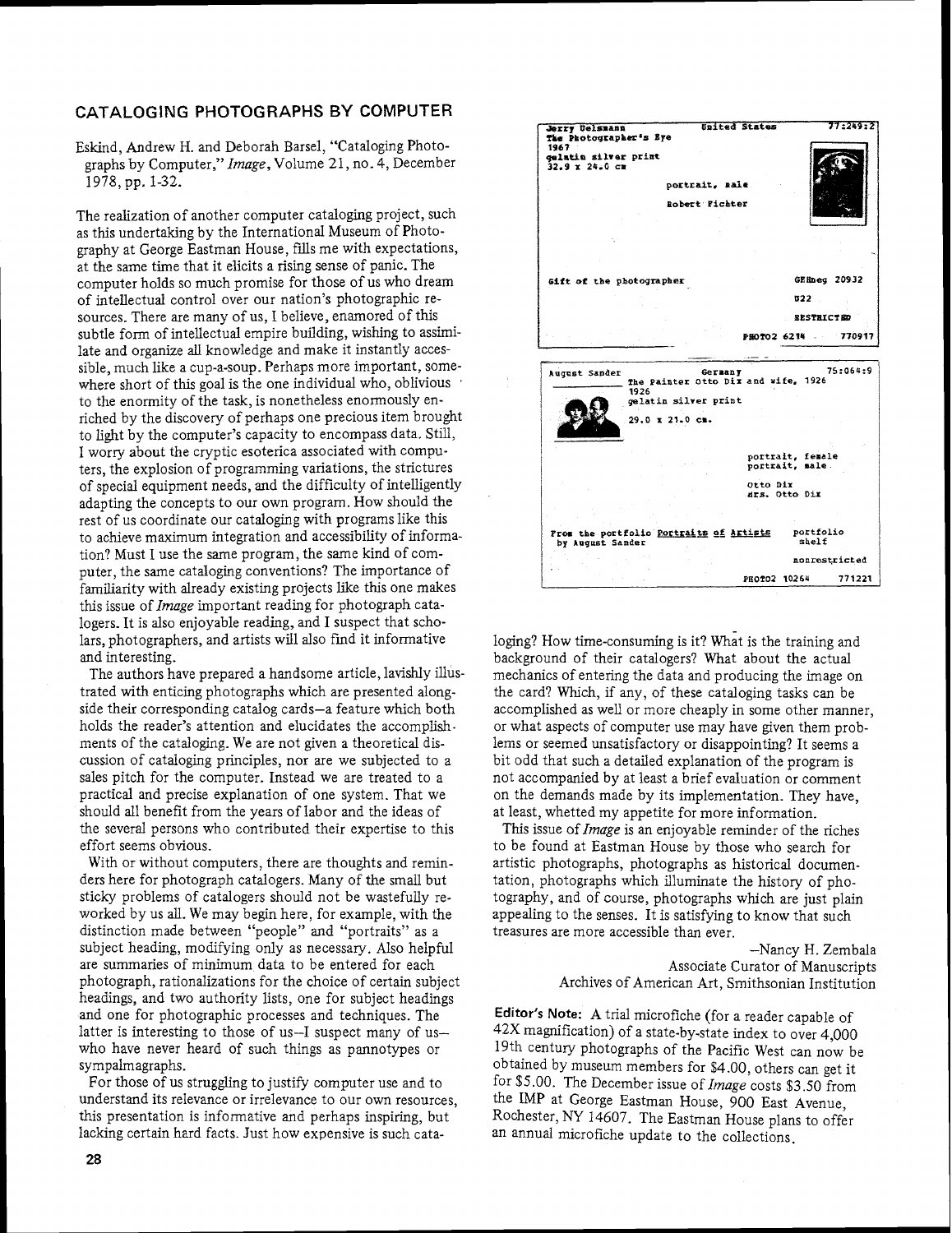## CATALOGING PHOTOGRAPHS BY COMPUTER

Eskind, Andrew H. and Deborah Barsel, "Cataloging Photographs by Computer," *Image*, Volume 21, no. 4, December 1978, pp. 1-32.

The realization of another computer cataloging project, such as this undertaking by the International Museum of Photography at George Eastman House, fills me with expectations, at the same time that it elicits a rising sense of panic. The computer holds so much promise for those of us who dream of intellectual control over our nation's photographic resources. There are many of us, I believe, enamored of this subtle form of intellectual empire building, wishing to assimilate and organize all knowledge and make it instantly accessible, much like a cup-a-soup. Perhaps more important, somewhere short of this goal is the one individual who, oblivious to the enormity of the task, is nonetheless enormously enriched by the discovery of perhaps one precious item brought to light by the computer's capacity to encompass data. Still, I worry about the cryptic esoterica associated with computers, the explosion of programming variations, the strictures of special equipment needs, and the difficulty of intelligently adapting the concepts to our own program. How should the rest of us coordinate our cataloging with programs like this to achieve maximum integration and accessibility of information? Must I use the same program, the same kind of computer, the same cataloging conventions? The importance of familiarity with already existing projects like this one makes this issue of *Image* important reading for photograph catalogers. It is also enjoyable reading, and I suspect that scholars, photographers, and artists will also find it informative and interesting.

The authors have prepared a handsome article, lavishly illustrated with enticing photographs which are presented alongside their corresponding catalog cards—a feature which both holds the reader's attention and elucidates the accomplishments of the cataloging. We are not given a theoretical discussion of cataloging principles, nor are we subjected to a sales pitch for the computer. Instead we are treated to a practical and precise explanation of one system. That we should all benefit from the years of labor and the ideas of the several persons who contributed their expertise to this effort seems obvious.

With or without computers, there are thoughts and reminders here for photograph catalogers. Many of the small but sticky problems of catalogers should not be wastefully reworked by us all. We may begin here, for example, with the distinction made between "people" and "portraits" as a subject heading, modifying only as necessary. Also helpful are summaries of minimum data to be entered for each photograph, rationalizations for the choice of certain subject headings, and two authority lists, one for subject headings and one for photographic processes and techniques. The latter is interesting to those of us—I suspect many of us—who have never heard of such things as pannotypes or sympalmagraphs.

For those of us struggling to justify computer use and to understand its relevance or irrelevance to our own resources, this presentation is informative and perhaps inspiring, but lacking certain hard facts. Just how expensive is such cataloging? How time-consuming is it? What is the training and background of their catalogers? What about the actual mechanics of entering the data and producing the image on the card? Which, if any, of these cataloging tasks can be accomplished as well or more cheaply in some other manner, or what aspects of computer use may have given them problems or seemed unsatisfactory or disappointing? It seems a bit odd that such a detailed explanation of the program is not accompanied by at least a brief evaluation or comment on the demands made by its implementation. They have, at least, whetted my appetite for more information.

This issue of *Image* is an enjoyable reminder of the riches to be found at Eastman House by those who search for artistic photographs, photographs as historical documentation, photographs which illuminate the history of photography, and of course, photographs which are just plain appealing to the senses. It is satisfying to know that such treasures are more accessible than ever.

—Nancy H. Zembala
Associate Curator of Manuscripts
Archives of American Art, Smithsonian Institution

Jerry Uelsmann United States 77:249:2
The Photographer's Eye
1967
gelatin silver print
32.9 x 24.0 cm
portrait, male
Robert Fichter
Gift of the photographer GEHneg 20932
U22
RESTRICTED
PHOTO2 6214 770917

August Sander Germany 75:064:9
The Painter Otto Dix and wife, 1926
1926
gelatin silver print
29.0 x 21.0 cm.
portrait, female
portrait, male
Otto Dix
Mrs. Otto Dix
From the portfolio Portraits of Artists by August Sander portfolio shelf
nonrestricted
PHOTO2 10264 771221

**Editor's Note:** A trial microfiche (for a reader capable of 42X magnification) of a state-by-state index to over 4,000 19th century photographs of the Pacific West can now be obtained by museum members for $4.00, others can get it for $5.00. The December issue of *Image* costs $3.50 from the IMP at George Eastman House, 900 East Avenue, Rochester, NY 14607. The Eastman House plans to offer an annual microfiche update to the collections.